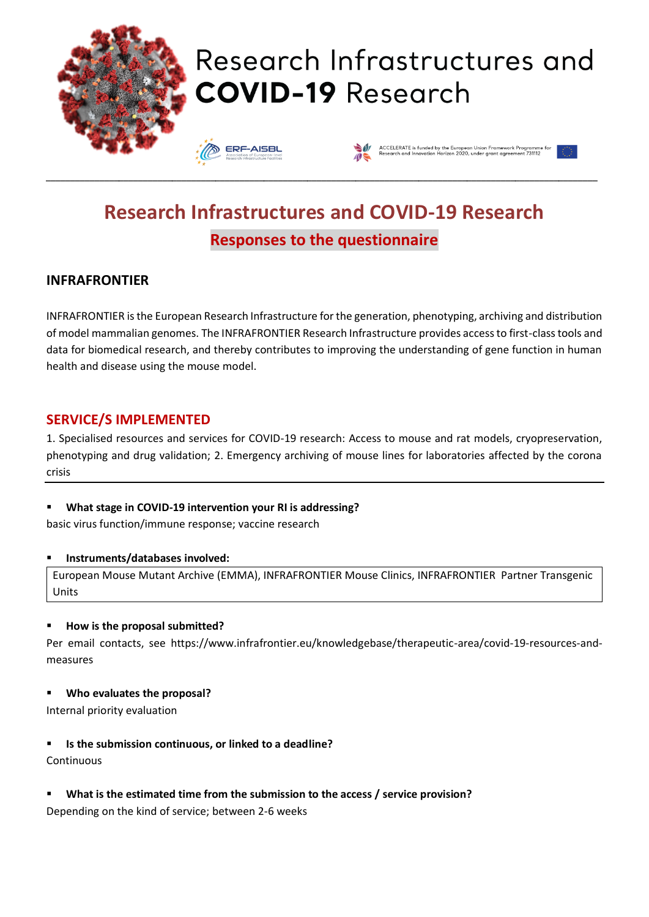# Research Infrastructures and COVID-19 Research

## Responses to the questionnaire

### INFRAFRONTIER

INFRAFRONTIER is the European Research Infrastructure for the generation, phenotyping, archiving and distribution of model mammalian genomes. The INFRAFRONTIER Research Infrastructure provides access to first-class tools and data for biomedical research, and thereby contributes to improving the understanding of gene function in human health and disease using the mouse model.

### SERVICE/S IMPLEMENTED

1. Specialised resources and services for COVID-19 research: Access to mouse and rat models, cryopreservation, phenotyping and drug validation; 2. Emergency archiving of mouse lines for laboratories affected by the corona crisis

- **What stage in COVID-19 intervention your RI is addressing?**

basic virus function/immune response; vaccine research

- **Instruments/databases involved:**

European Mouse Mutant Archive (EMMA), INFRAFRONTIER Mouse Clinics, INFRAFRONTIER Partner Transgenic Units

- **How is the proposal submitted?**

Per email contacts, see https://www.infrafrontier.eu/knowledgebase/therapeutic-area/covid-19-resources-and-measures

- **Who evaluates the proposal?**

Internal priority evaluation

- **Is the submission continuous, or linked to a deadline?**

Continuous

- **What is the estimated time from the submission to the access / service provision?**

Depending on the kind of service; between 2-6 weeks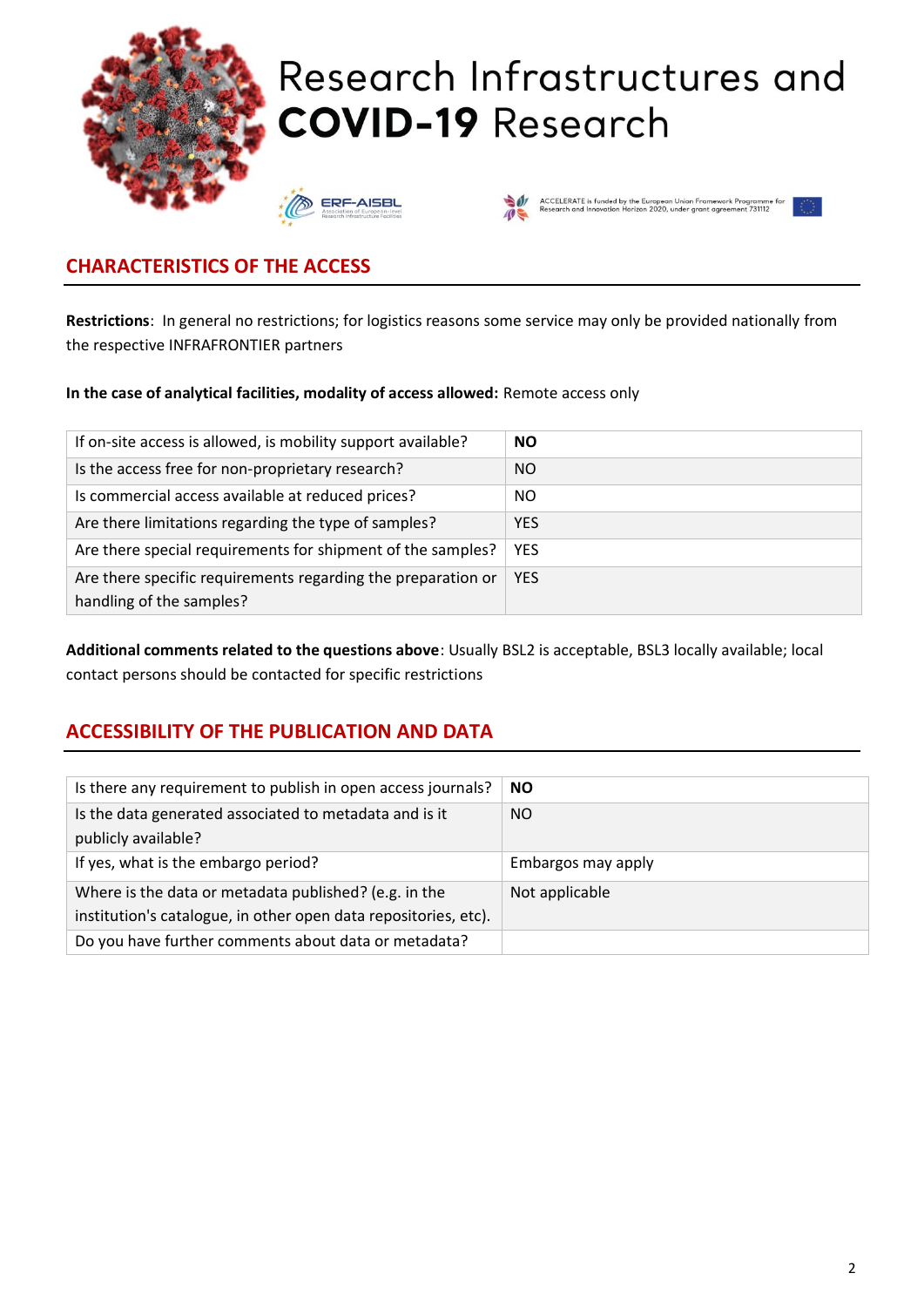# Research Infrastructures and **COVID-19** Research

ERF-AISBL Association of European-level Research Infrastructure Facilities

ACCELERATE is funded by the European Union Framework Programme for Research and Innovation Horizon 2020, under grant agreement 731112

## CHARACTERISTICS OF THE ACCESS

**Restrictions**: In general no restrictions; for logistics reasons some service may only be provided nationally from the respective INFRAFRONTIER partners

**In the case of analytical facilities, modality of access allowed:** Remote access only

| | |
|---|---|
| If on-site access is allowed, is mobility support available? | **NO** |
| Is the access free for non-proprietary research? | NO |
| Is commercial access available at reduced prices? | NO |
| Are there limitations regarding the type of samples? | YES |
| Are there special requirements for shipment of the samples? | YES |
| Are there specific requirements regarding the preparation or handling of the samples? | YES |

**Additional comments related to the questions above**: Usually BSL2 is acceptable, BSL3 locally available; local contact persons should be contacted for specific restrictions

## ACCESSIBILITY OF THE PUBLICATION AND DATA

| | |
|---|---|
| Is there any requirement to publish in open access journals? | **NO** |
| Is the data generated associated to metadata and is it publicly available? | NO |
| If yes, what is the embargo period? | Embargos may apply |
| Where is the data or metadata published? (e.g. in the institution's catalogue, in other open data repositories, etc). | Not applicable |
| Do you have further comments about data or metadata? | |